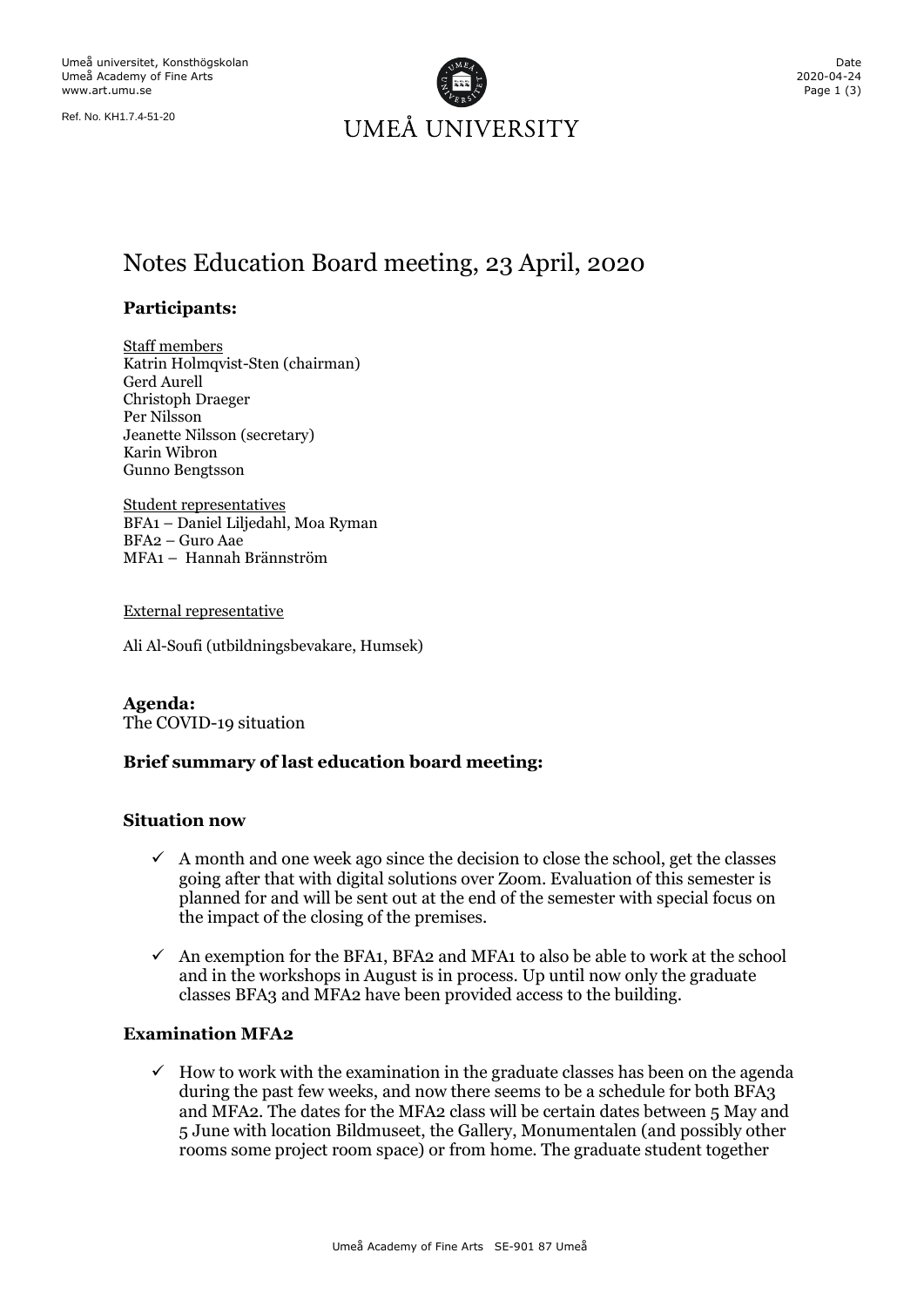Umeå universitet, Konsthögskolan
Umeå Academy of Fine Arts
www.art.umu.se

Ref. No. KH1.7.4-51-20

Date
2020-04-24

UMEÅ UNIVERSITY

# Notes Education Board meeting, 23 April, 2020

### Participants:

Staff members
Katrin Holmqvist-Sten (chairman)
Gerd Aurell
Christoph Draeger
Per Nilsson
Jeanette Nilsson (secretary)
Karin Wibron
Gunno Bengtsson

Student representatives
BFA1 – Daniel Liljedahl, Moa Ryman
BFA2 – Guro Aae
MFA1 – Hannah Brännström

External representative

Ali Al-Soufi (utbildningsbevakare, Humsek)

**Agenda:**
The COVID-19 situation

### Brief summary of last education board meeting:

### Situation now

- ✓ A month and one week ago since the decision to close the school, get the classes going after that with digital solutions over Zoom. Evaluation of this semester is planned for and will be sent out at the end of the semester with special focus on the impact of the closing of the premises.
- ✓ An exemption for the BFA1, BFA2 and MFA1 to also be able to work at the school and in the workshops in August is in process. Up until now only the graduate classes BFA3 and MFA2 have been provided access to the building.

### Examination MFA2

- ✓ How to work with the examination in the graduate classes has been on the agenda during the past few weeks, and now there seems to be a schedule for both BFA3 and MFA2. The dates for the MFA2 class will be certain dates between 5 May and 5 June with location Bildmuseet, the Gallery, Monumentalen (and possibly other rooms some project room space) or from home. The graduate student together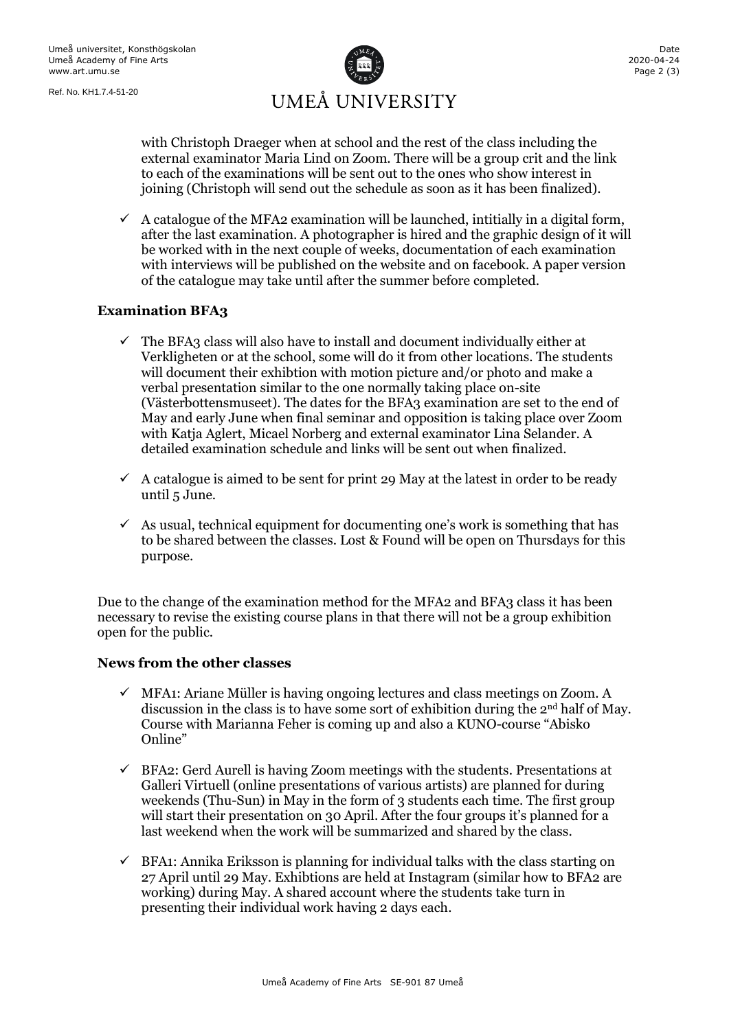with Christoph Draeger when at school and the rest of the class including the external examinator Maria Lind on Zoom. There will be a group crit and the link to each of the examinations will be sent out to the ones who show interest in joining (Christoph will send out the schedule as soon as it has been finalized).

- ✓ A catalogue of the MFA2 examination will be launched, intitially in a digital form, after the last examination. A photographer is hired and the graphic design of it will be worked with in the next couple of weeks, documentation of each examination with interviews will be published on the website and on facebook. A paper version of the catalogue may take until after the summer before completed.

### Examination BFA3

- ✓ The BFA3 class will also have to install and document individually either at Verkligheten or at the school, some will do it from other locations. The students will document their exhibtion with motion picture and/or photo and make a verbal presentation similar to the one normally taking place on-site (Västerbottensmuseet). The dates for the BFA3 examination are set to the end of May and early June when final seminar and opposition is taking place over Zoom with Katja Aglert, Micael Norberg and external examinator Lina Selander. A detailed examination schedule and links will be sent out when finalized.
- ✓ A catalogue is aimed to be sent for print 29 May at the latest in order to be ready until 5 June.
- ✓ As usual, technical equipment for documenting one's work is something that has to be shared between the classes. Lost & Found will be open on Thursdays for this purpose.

Due to the change of the examination method for the MFA2 and BFA3 class it has been necessary to revise the existing course plans in that there will not be a group exhibition open for the public.

### News from the other classes

- ✓ MFA1: Ariane Müller is having ongoing lectures and class meetings on Zoom. A discussion in the class is to have some sort of exhibition during the 2nd half of May. Course with Marianna Feher is coming up and also a KUNO-course "Abisko Online"
- ✓ BFA2: Gerd Aurell is having Zoom meetings with the students. Presentations at Galleri Virtuell (online presentations of various artists) are planned for during weekends (Thu-Sun) in May in the form of 3 students each time. The first group will start their presentation on 30 April. After the four groups it's planned for a last weekend when the work will be summarized and shared by the class.
- ✓ BFA1: Annika Eriksson is planning for individual talks with the class starting on 27 April until 29 May. Exhibtions are held at Instagram (similar how to BFA2 are working) during May. A shared account where the students take turn in presenting their individual work having 2 days each.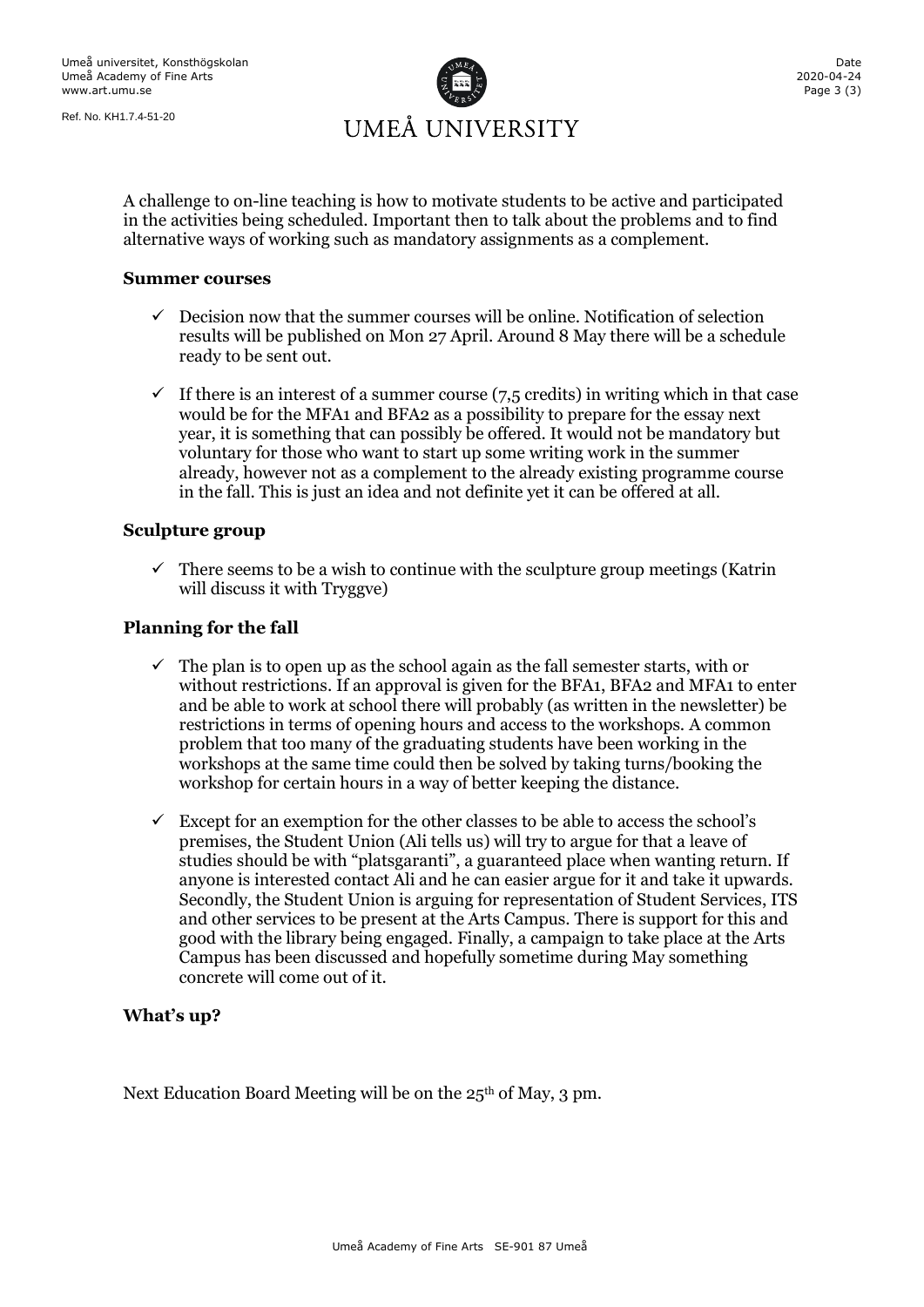A challenge to on-line teaching is how to motivate students to be active and participated in the activities being scheduled. Important then to talk about the problems and to find alternative ways of working such as mandatory assignments as a complement.

**Summer courses**

- ✓ Decision now that the summer courses will be online. Notification of selection results will be published on Mon 27 April. Around 8 May there will be a schedule ready to be sent out.

- ✓ If there is an interest of a summer course (7,5 credits) in writing which in that case would be for the MFA1 and BFA2 as a possibility to prepare for the essay next year, it is something that can possibly be offered. It would not be mandatory but voluntary for those who want to start up some writing work in the summer already, however not as a complement to the already existing programme course in the fall. This is just an idea and not definite yet it can be offered at all.

**Sculpture group**

- ✓ There seems to be a wish to continue with the sculpture group meetings (Katrin will discuss it with Tryggve)

**Planning for the fall**

- ✓ The plan is to open up as the school again as the fall semester starts, with or without restrictions. If an approval is given for the BFA1, BFA2 and MFA1 to enter and be able to work at school there will probably (as written in the newsletter) be restrictions in terms of opening hours and access to the workshops. A common problem that too many of the graduating students have been working in the workshops at the same time could then be solved by taking turns/booking the workshop for certain hours in a way of better keeping the distance.

- ✓ Except for an exemption for the other classes to be able to access the school's premises, the Student Union (Ali tells us) will try to argue for that a leave of studies should be with "platsgaranti", a guaranteed place when wanting return. If anyone is interested contact Ali and he can easier argue for it and take it upwards. Secondly, the Student Union is arguing for representation of Student Services, ITS and other services to be present at the Arts Campus. There is support for this and good with the library being engaged. Finally, a campaign to take place at the Arts Campus has been discussed and hopefully sometime during May something concrete will come out of it.

**What's up?**

Next Education Board Meeting will be on the 25th of May, 3 pm.